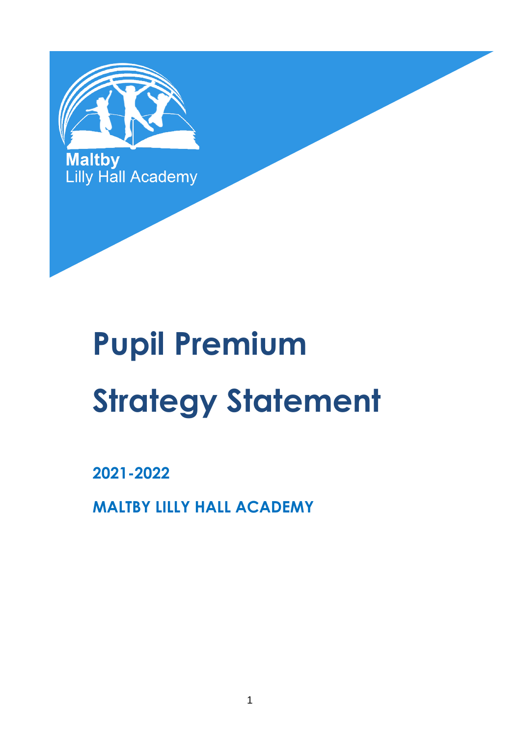Maltby
Lilly Hall Academy

# Pupil Premium

# Strategy Statement

## 2021-2022

## MALTBY LILLY HALL ACADEMY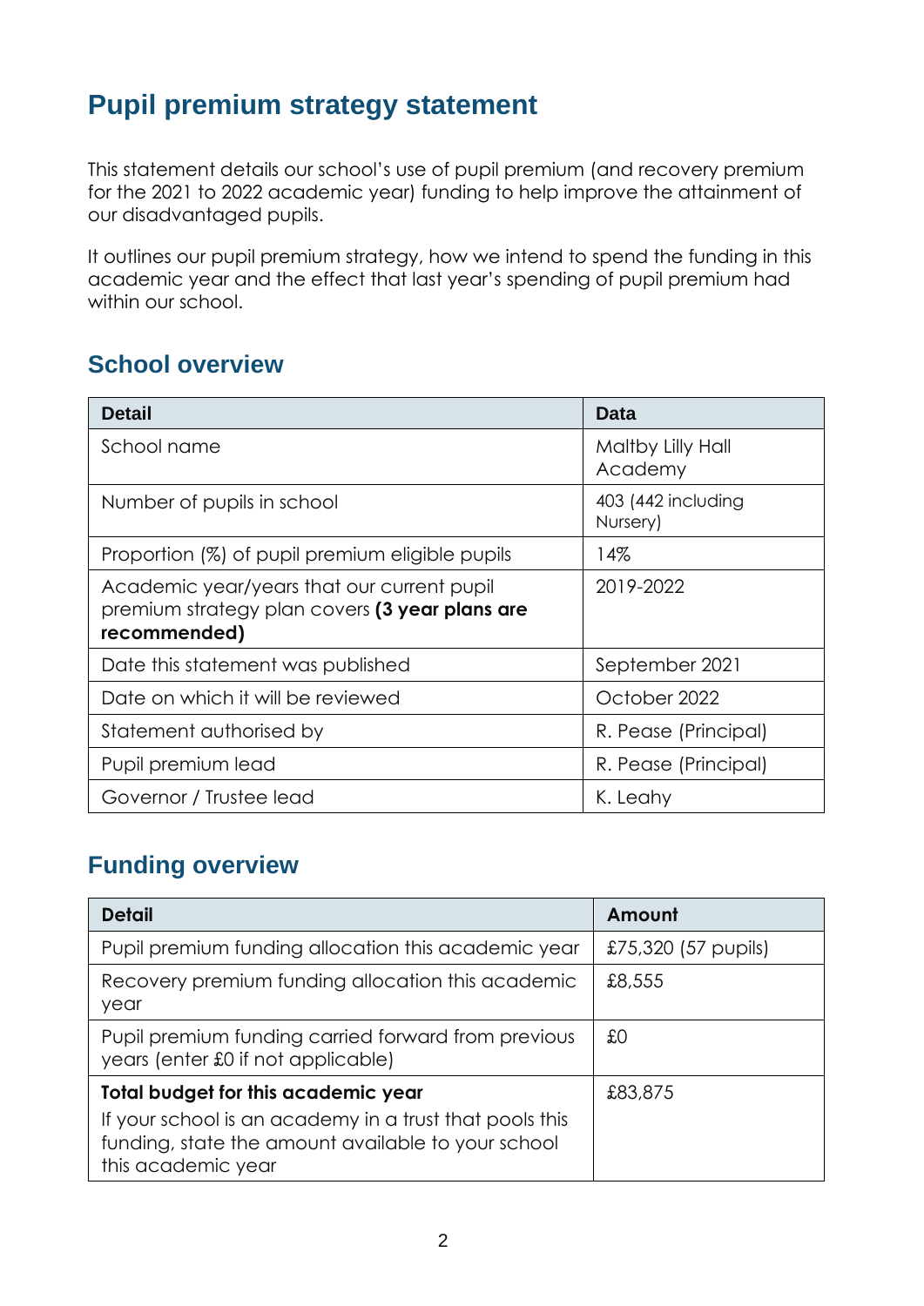# Pupil premium strategy statement

This statement details our school's use of pupil premium (and recovery premium for the 2021 to 2022 academic year) funding to help improve the attainment of our disadvantaged pupils.

It outlines our pupil premium strategy, how we intend to spend the funding in this academic year and the effect that last year's spending of pupil premium had within our school.

## School overview

| Detail | Data |
|---|---|
| School name | Maltby Lilly Hall Academy |
| Number of pupils in school | 403 (442 including Nursery) |
| Proportion (%) of pupil premium eligible pupils | 14% |
| Academic year/years that our current pupil premium strategy plan covers **(3 year plans are recommended)** | 2019-2022 |
| Date this statement was published | September 2021 |
| Date on which it will be reviewed | October 2022 |
| Statement authorised by | R. Pease (Principal) |
| Pupil premium lead | R. Pease (Principal) |
| Governor / Trustee lead | K. Leahy |

## Funding overview

| Detail | Amount |
|---|---|
| Pupil premium funding allocation this academic year | £75,320 (57 pupils) |
| Recovery premium funding allocation this academic year | £8,555 |
| Pupil premium funding carried forward from previous years (enter £0 if not applicable) | £0 |
| **Total budget for this academic year** If your school is an academy in a trust that pools this funding, state the amount available to your school this academic year | £83,875 |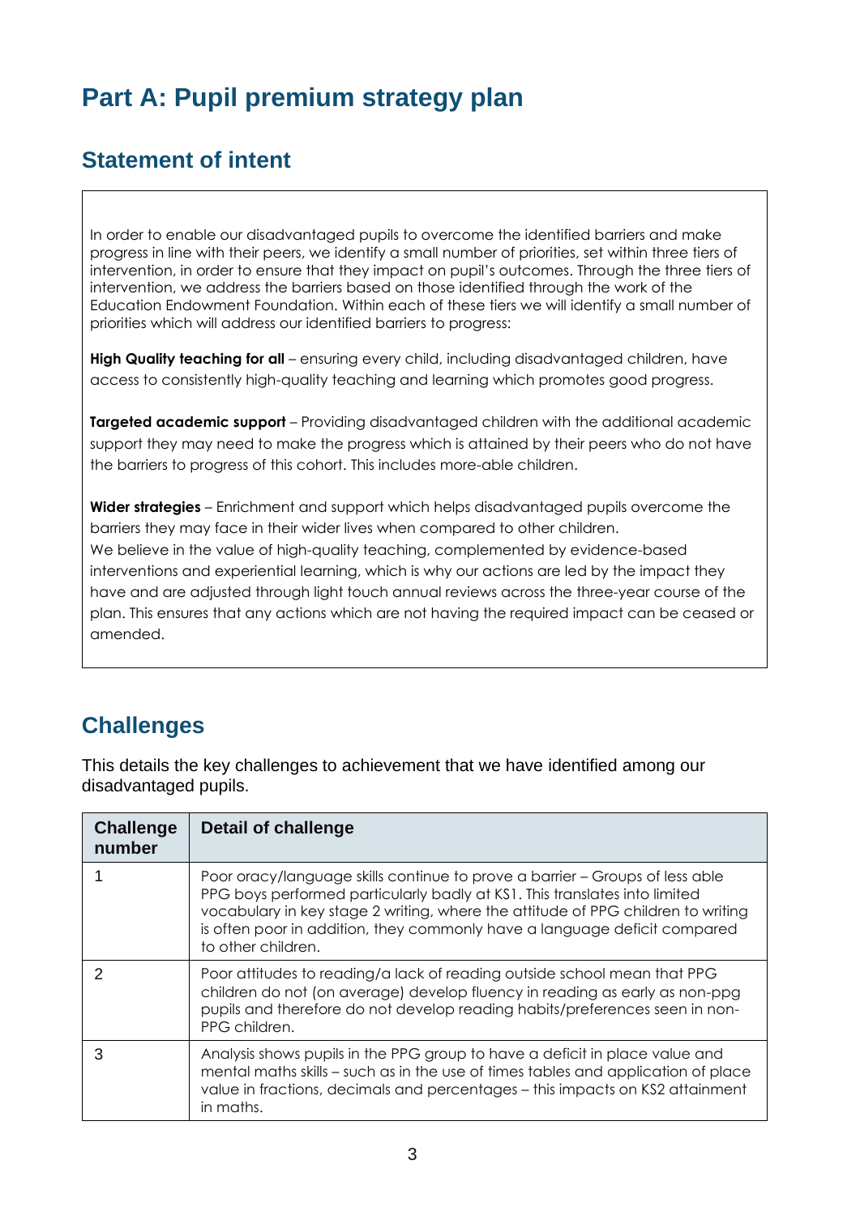# Part A: Pupil premium strategy plan

## Statement of intent

In order to enable our disadvantaged pupils to overcome the identified barriers and make progress in line with their peers, we identify a small number of priorities, set within three tiers of intervention, in order to ensure that they impact on pupil's outcomes. Through the three tiers of intervention, we address the barriers based on those identified through the work of the Education Endowment Foundation. Within each of these tiers we will identify a small number of priorities which will address our identified barriers to progress:

**High Quality teaching for all** – ensuring every child, including disadvantaged children, have access to consistently high-quality teaching and learning which promotes good progress.

**Targeted academic support** – Providing disadvantaged children with the additional academic support they may need to make the progress which is attained by their peers who do not have the barriers to progress of this cohort. This includes more-able children.

**Wider strategies** – Enrichment and support which helps disadvantaged pupils overcome the barriers they may face in their wider lives when compared to other children.
We believe in the value of high-quality teaching, complemented by evidence-based interventions and experiential learning, which is why our actions are led by the impact they have and are adjusted through light touch annual reviews across the three-year course of the plan. This ensures that any actions which are not having the required impact can be ceased or amended.

## Challenges

This details the key challenges to achievement that we have identified among our disadvantaged pupils.

| Challenge number | Detail of challenge |
|---|---|
| 1 | Poor oracy/language skills continue to prove a barrier – Groups of less able PPG boys performed particularly badly at KS1. This translates into limited vocabulary in key stage 2 writing, where the attitude of PPG children to writing is often poor in addition, they commonly have a language deficit compared to other children. |
| 2 | Poor attitudes to reading/a lack of reading outside school mean that PPG children do not (on average) develop fluency in reading as early as non-ppg pupils and therefore do not develop reading habits/preferences seen in non-PPG children. |
| 3 | Analysis shows pupils in the PPG group to have a deficit in place value and mental maths skills – such as in the use of times tables and application of place value in fractions, decimals and percentages – this impacts on KS2 attainment in maths. |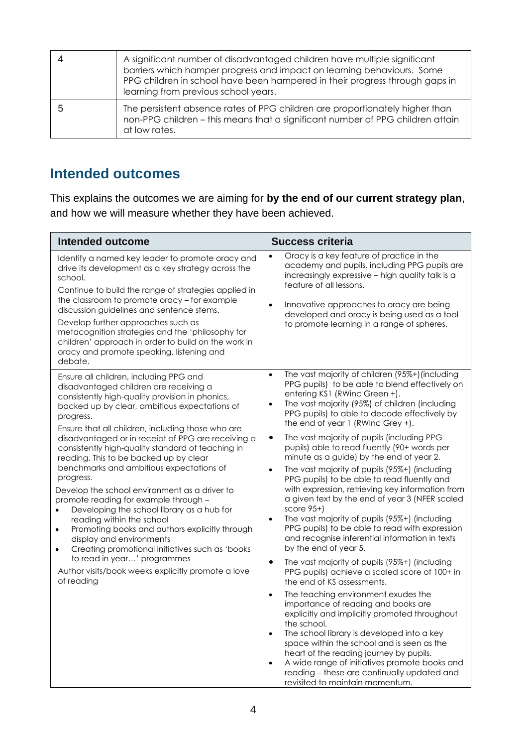| | |
|---|---|
| 4 | A significant number of disadvantaged children have multiple significant barriers which hamper progress and impact on learning behaviours. Some PPG children in school have been hampered in their progress through gaps in learning from previous school years. |
| 5 | The persistent absence rates of PPG children are proportionately higher than non-PPG children – this means that a significant number of PPG children attain at low rates. |

## Intended outcomes

This explains the outcomes we are aiming for **by the end of our current strategy plan**, and how we will measure whether they have been achieved.

| Intended outcome | Success criteria |
|---|---|
| Identify a named key leader to promote oracy and drive its development as a key strategy across the school.<br>Continue to build the range of strategies applied in the classroom to promote oracy – for example discussion guidelines and sentence stems.<br>Develop further approaches such as metacognition strategies and the 'philosophy for children' approach in order to build on the work in oracy and promote speaking, listening and debate. | • Oracy is a key feature of practice in the academy and pupils, including PPG pupils are increasingly expressive – high quality talk is a feature of all lessons.<br>• Innovative approaches to oracy are being developed and oracy is being used as a tool to promote learning in a range of spheres. |
| Ensure all children, including PPG and disadvantaged children are receiving a consistently high-quality provision in phonics, backed up by clear, ambitious expectations of progress.<br>Ensure that all children, including those who are disadvantaged or in receipt of PPG are receiving a consistently high-quality standard of teaching in reading. This to be backed up by clear benchmarks and ambitious expectations of progress.<br>Develop the school environment as a driver to promote reading for example through –<br>• Developing the school library as a hub for reading within the school<br>• Promoting books and authors explicitly through display and environments<br>• Creating promotional initiatives such as 'books to read in year…' programmes<br>Author visits/book weeks explicitly promote a love of reading | • The vast majority of children (95%+)(including PPG pupils) to be able to blend effectively on entering KS1 (RWinc Green +).<br>• The vast majority (95%) of children (including PPG pupils) to able to decode effectively by the end of year 1 (RWInc Grey +).<br>• The vast majority of pupils (including PPG pupils) able to read fluently (90+ words per minute as a guide) by the end of year 2.<br>• The vast majority of pupils (95%+) (including PPG pupils) to be able to read fluently and with expression, retrieving key information from a given text by the end of year 3 (NFER scaled score 95+)<br>• The vast majority of pupils (95%+) (including PPG pupils) to be able to read with expression and recognise inferential information in texts by the end of year 5.<br>• The vast majority of pupils (95%+) (including PPG pupils) achieve a scaled score of 100+ in the end of KS assessments.<br>• The teaching environment exudes the importance of reading and books are explicitly and implicitly promoted throughout the school.<br>• The school library is developed into a key space within the school and is seen as the heart of the reading journey by pupils.<br>• A wide range of initiatives promote books and reading – these are continually updated and revisited to maintain momentum. |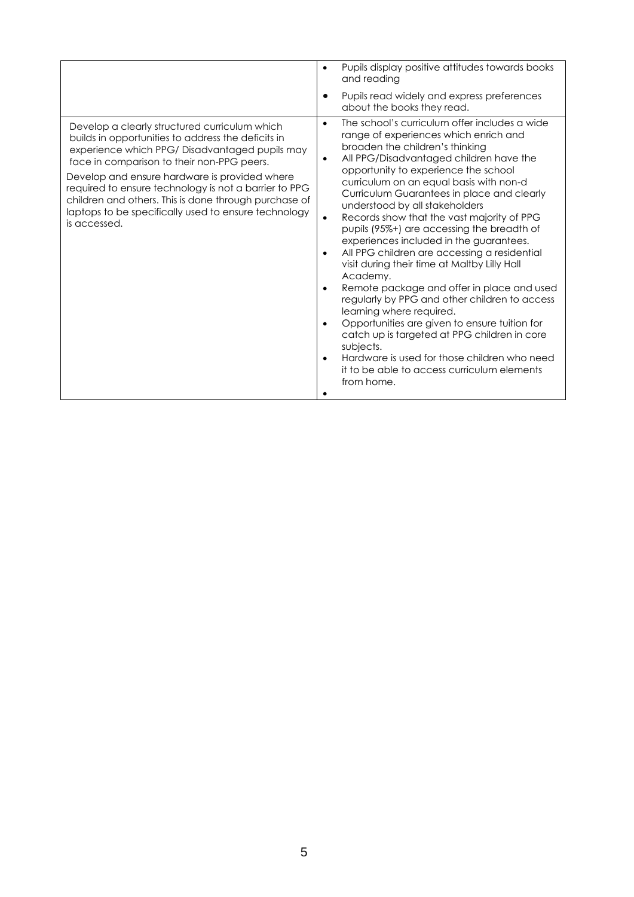| | |
|---|---|
| | • Pupils display positive attitudes towards books and reading<br>• Pupils read widely and express preferences about the books they read. |
| Develop a clearly structured curriculum which builds in opportunities to address the deficits in experience which PPG/ Disadvantaged pupils may face in comparison to their non-PPG peers.<br>Develop and ensure hardware is provided where required to ensure technology is not a barrier to PPG children and others. This is done through purchase of laptops to be specifically used to ensure technology is accessed. | • The school's curriculum offer includes a wide range of experiences which enrich and broaden the children's thinking<br>• All PPG/Disadvantaged children have the opportunity to experience the school curriculum on an equal basis with non-d Curriculum Guarantees in place and clearly understood by all stakeholders<br>• Records show that the vast majority of PPG pupils (95%+) are accessing the breadth of experiences included in the guarantees.<br>• All PPG children are accessing a residential visit during their time at Maltby Lilly Hall Academy.<br>• Remote package and offer in place and used regularly by PPG and other children to access learning where required.<br>• Opportunities are given to ensure tuition for catch up is targeted at PPG children in core subjects.<br>• Hardware is used for those children who need it to be able to access curriculum elements from home.<br>• |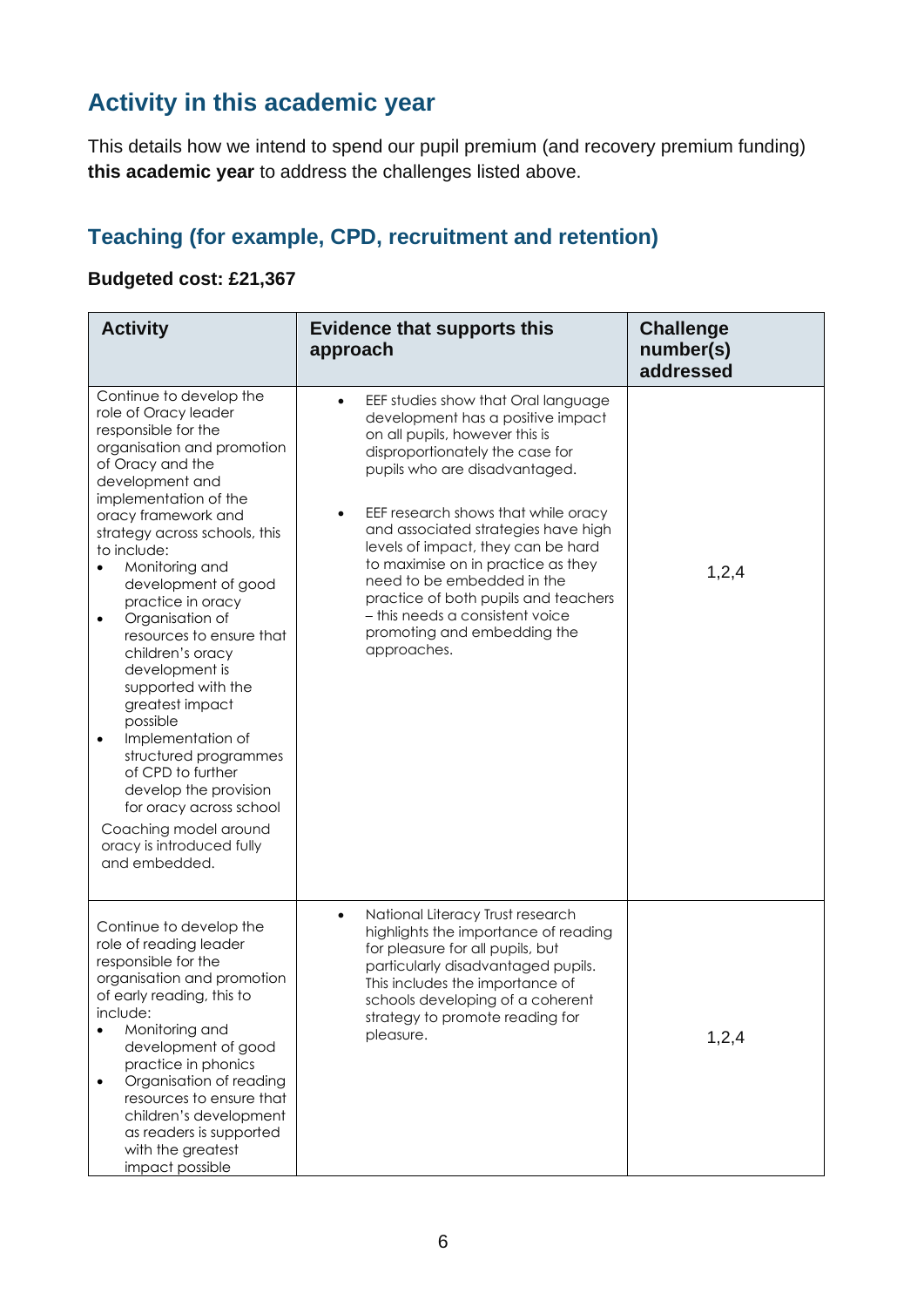## Activity in this academic year

This details how we intend to spend our pupil premium (and recovery premium funding) **this academic year** to address the challenges listed above.

### Teaching (for example, CPD, recruitment and retention)

**Budgeted cost: £21,367**

| Activity | Evidence that supports this approach | Challenge number(s) addressed |
|---|---|---|
| Continue to develop the role of Oracy leader responsible for the organisation and promotion of Oracy and the development and implementation of the oracy framework and strategy across schools, this to include:<br>• Monitoring and development of good practice in oracy<br>• Organisation of resources to ensure that children's oracy development is supported with the greatest impact possible<br>• Implementation of structured programmes of CPD to further develop the provision for oracy across school<br>Coaching model around oracy is introduced fully and embedded. | • EEF studies show that Oral language development has a positive impact on all pupils, however this is disproportionately the case for pupils who are disadvantaged.<br>• EEF research shows that while oracy and associated strategies have high levels of impact, they can be hard to maximise on in practice as they need to be embedded in the practice of both pupils and teachers – this needs a consistent voice promoting and embedding the approaches. | 1,2,4 |
| Continue to develop the role of reading leader responsible for the organisation and promotion of early reading, this to include:<br>• Monitoring and development of good practice in phonics<br>• Organisation of reading resources to ensure that children's development as readers is supported with the greatest impact possible | • National Literacy Trust research highlights the importance of reading for pleasure for all pupils, but particularly disadvantaged pupils. This includes the importance of schools developing of a coherent strategy to promote reading for pleasure. | 1,2,4 |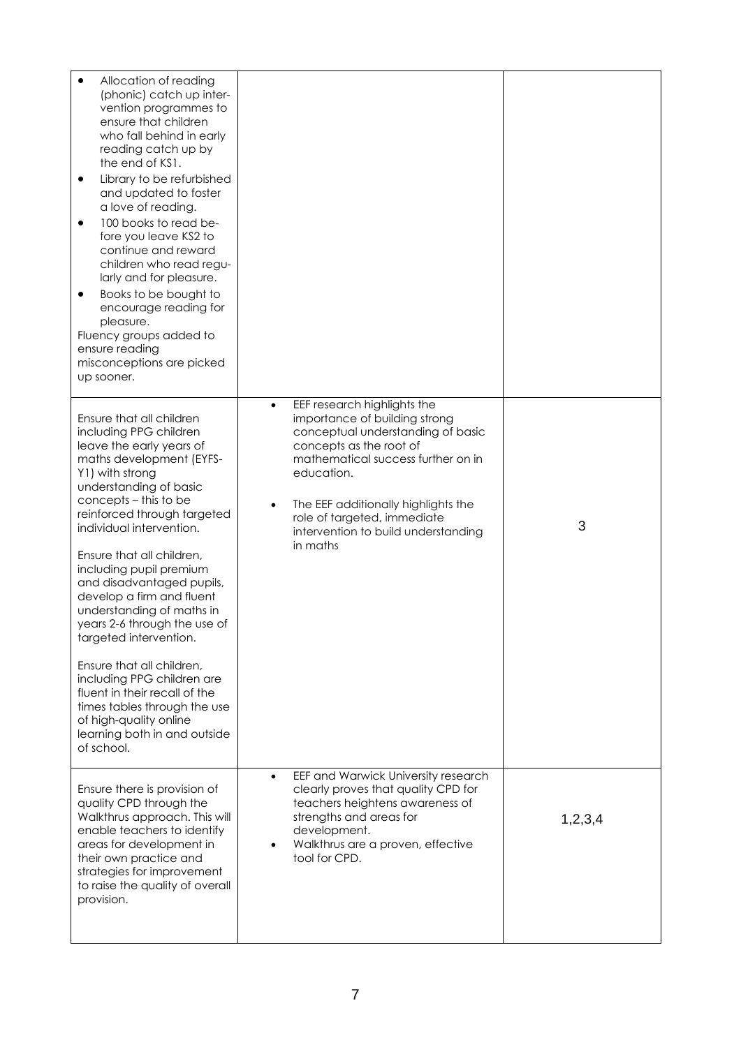| | | |
|---|---|---|
| • Allocation of reading (phonic) catch up intervention programmes to ensure that children who fall behind in early reading catch up by the end of KS1.<br>• Library to be refurbished and updated to foster a love of reading.<br>• 100 books to read before you leave KS2 to continue and reward children who read regularly and for pleasure.<br>• Books to be bought to encourage reading for pleasure.<br>Fluency groups added to ensure reading misconceptions are picked up sooner. | | |
| Ensure that all children including PPG children leave the early years of maths development (EYFS-Y1) with strong understanding of basic concepts – this to be reinforced through targeted individual intervention.<br><br>Ensure that all children, including pupil premium and disadvantaged pupils, develop a firm and fluent understanding of maths in years 2-6 through the use of targeted intervention.<br><br>Ensure that all children, including PPG children are fluent in their recall of the times tables through the use of high-quality online learning both in and outside of school. | • EEF research highlights the importance of building strong conceptual understanding of basic concepts as the root of mathematical success further on in education.<br>• The EEF additionally highlights the role of targeted, immediate intervention to build understanding in maths | 3 |
| Ensure there is provision of quality CPD through the Walkthrus approach. This will enable teachers to identify areas for development in their own practice and strategies for improvement to raise the quality of overall provision. | • EEF and Warwick University research clearly proves that quality CPD for teachers heightens awareness of strengths and areas for development.<br>• Walkthrus are a proven, effective tool for CPD. | 1,2,3,4 |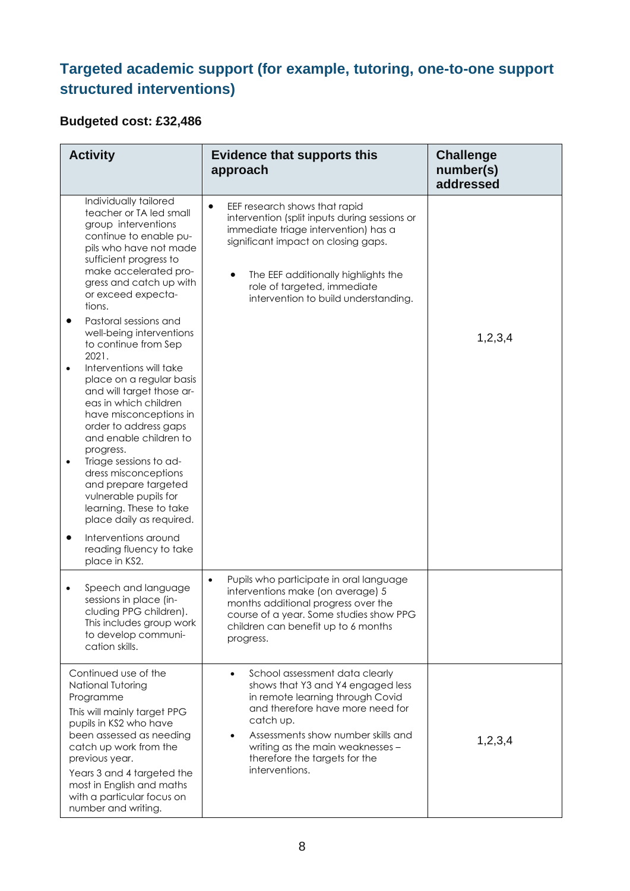## Targeted academic support (for example, tutoring, one-to-one support structured interventions)

**Budgeted cost: £32,486**

| Activity | Evidence that supports this approach | Challenge number(s) addressed |
|---|---|---|
| Individually tailored teacher or TA led small group interventions continue to enable pupils who have not made sufficient progress to make accelerated progress and catch up with or exceed expectations.<br>• Pastoral sessions and well-being interventions to continue from Sep 2021.<br>• Interventions will take place on a regular basis and will target those areas in which children have misconceptions in order to address gaps and enable children to progress.<br>• Triage sessions to address misconceptions and prepare targeted vulnerable pupils for learning. These to take place daily as required.<br>• Interventions around reading fluency to take place in KS2. | • EEF research shows that rapid intervention (split inputs during sessions or immediate triage intervention) has a significant impact on closing gaps.<br>• The EEF additionally highlights the role of targeted, immediate intervention to build understanding. | 1,2,3,4 |
| • Speech and language sessions in place (including PPG children). This includes group work to develop communication skills. | • Pupils who participate in oral language interventions make (on average) 5 months additional progress over the course of a year. Some studies show PPG children can benefit up to 6 months progress. | |
| Continued use of the National Tutoring Programme<br>This will mainly target PPG pupils in KS2 who have been assessed as needing catch up work from the previous year.<br>Years 3 and 4 targeted the most in English and maths with a particular focus on number and writing. | • School assessment data clearly shows that Y3 and Y4 engaged less in remote learning through Covid and therefore have more need for catch up.<br>• Assessments show number skills and writing as the main weaknesses – therefore the targets for the interventions. | 1,2,3,4 |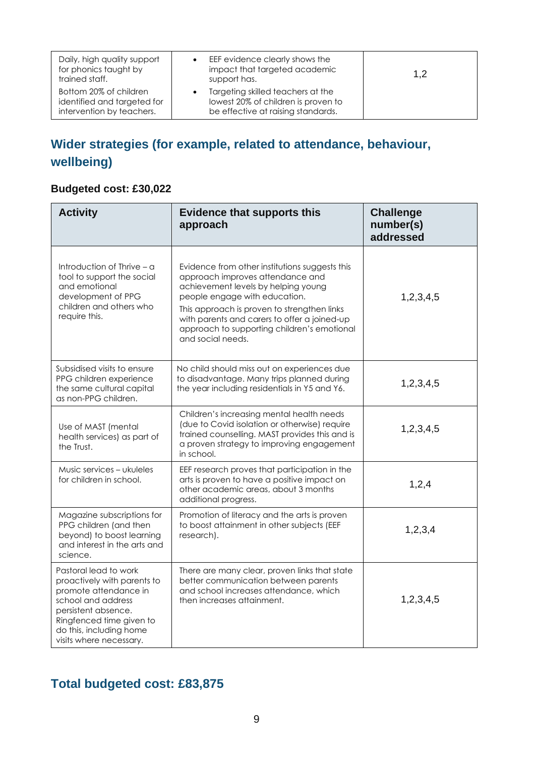| | | |
|---|---|---|
| Daily, high quality support for phonics taught by trained staff.<br>Bottom 20% of children identified and targeted for intervention by teachers. | • EEF evidence clearly shows the impact that targeted academic support has.<br>• Targeting skilled teachers at the lowest 20% of children is proven to be effective at raising standards. | 1,2 |

## Wider strategies (for example, related to attendance, behaviour, wellbeing)

**Budgeted cost: £30,022**

| Activity | Evidence that supports this approach | Challenge number(s) addressed |
|---|---|---|
| Introduction of Thrive – a tool to support the social and emotional development of PPG children and others who require this. | Evidence from other institutions suggests this approach improves attendance and achievement levels by helping young people engage with education.<br>This approach is proven to strengthen links with parents and carers to offer a joined-up approach to supporting children's emotional and social needs. | 1,2,3,4,5 |
| Subsidised visits to ensure PPG children experience the same cultural capital as non-PPG children. | No child should miss out on experiences due to disadvantage. Many trips planned during the year including residentials in Y5 and Y6. | 1,2,3,4,5 |
| Use of MAST (mental health services) as part of the Trust. | Children's increasing mental health needs (due to Covid isolation or otherwise) require trained counselling. MAST provides this and is a proven strategy to improving engagement in school. | 1,2,3,4,5 |
| Music services – ukuleles for children in school. | EEF research proves that participation in the arts is proven to have a positive impact on other academic areas, about 3 months additional progress. | 1,2,4 |
| Magazine subscriptions for PPG children (and then beyond) to boost learning and interest in the arts and science. | Promotion of literacy and the arts is proven to boost attainment in other subjects (EEF research). | 1,2,3,4 |
| Pastoral lead to work proactively with parents to promote attendance in school and address persistent absence. Ringfenced time given to do this, including home visits where necessary. | There are many clear, proven links that state better communication between parents and school increases attendance, which then increases attainment. | 1,2,3,4,5 |

## Total budgeted cost: £83,875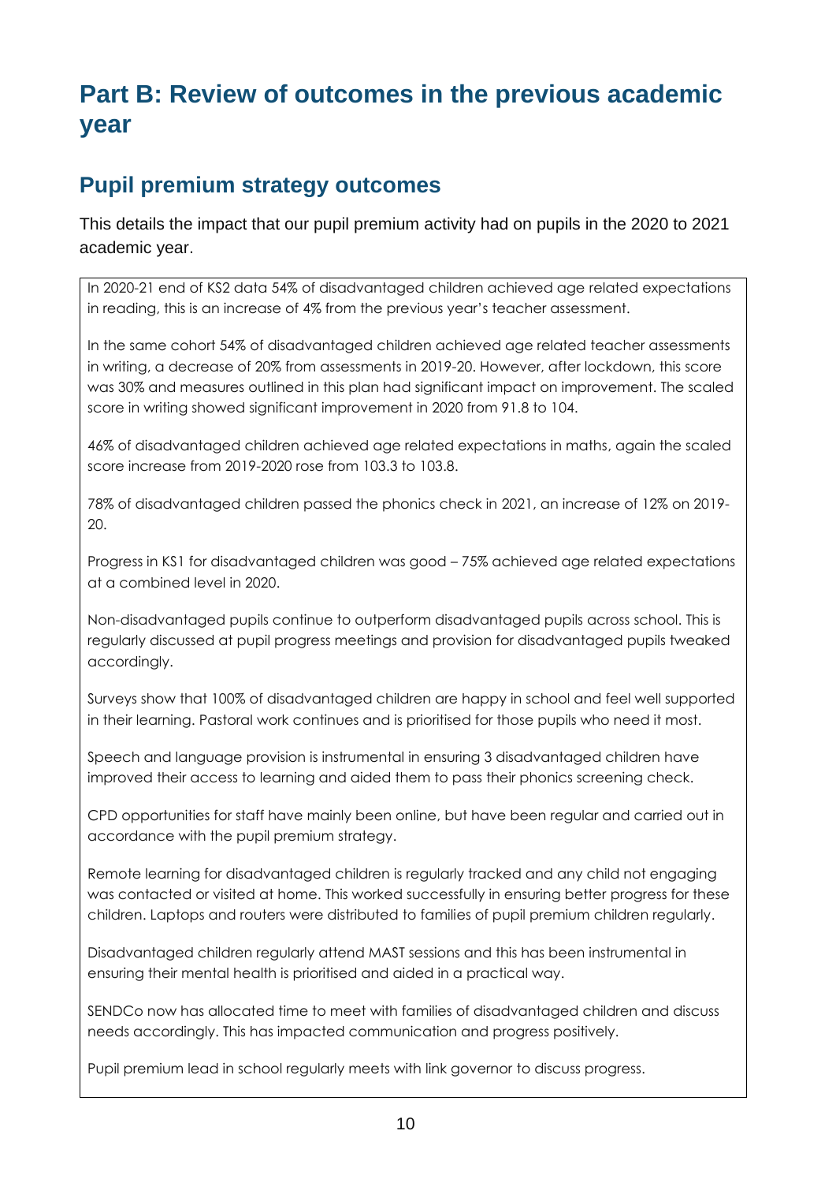# Part B: Review of outcomes in the previous academic year

## Pupil premium strategy outcomes

This details the impact that our pupil premium activity had on pupils in the 2020 to 2021 academic year.

In 2020-21 end of KS2 data 54% of disadvantaged children achieved age related expectations in reading, this is an increase of 4% from the previous year's teacher assessment.

In the same cohort 54% of disadvantaged children achieved age related teacher assessments in writing, a decrease of 20% from assessments in 2019-20. However, after lockdown, this score was 30% and measures outlined in this plan had significant impact on improvement. The scaled score in writing showed significant improvement in 2020 from 91.8 to 104.

46% of disadvantaged children achieved age related expectations in maths, again the scaled score increase from 2019-2020 rose from 103.3 to 103.8.

78% of disadvantaged children passed the phonics check in 2021, an increase of 12% on 2019-20.

Progress in KS1 for disadvantaged children was good – 75% achieved age related expectations at a combined level in 2020.

Non-disadvantaged pupils continue to outperform disadvantaged pupils across school. This is regularly discussed at pupil progress meetings and provision for disadvantaged pupils tweaked accordingly.

Surveys show that 100% of disadvantaged children are happy in school and feel well supported in their learning. Pastoral work continues and is prioritised for those pupils who need it most.

Speech and language provision is instrumental in ensuring 3 disadvantaged children have improved their access to learning and aided them to pass their phonics screening check.

CPD opportunities for staff have mainly been online, but have been regular and carried out in accordance with the pupil premium strategy.

Remote learning for disadvantaged children is regularly tracked and any child not engaging was contacted or visited at home. This worked successfully in ensuring better progress for these children. Laptops and routers were distributed to families of pupil premium children regularly.

Disadvantaged children regularly attend MAST sessions and this has been instrumental in ensuring their mental health is prioritised and aided in a practical way.

SENDCo now has allocated time to meet with families of disadvantaged children and discuss needs accordingly. This has impacted communication and progress positively.

Pupil premium lead in school regularly meets with link governor to discuss progress.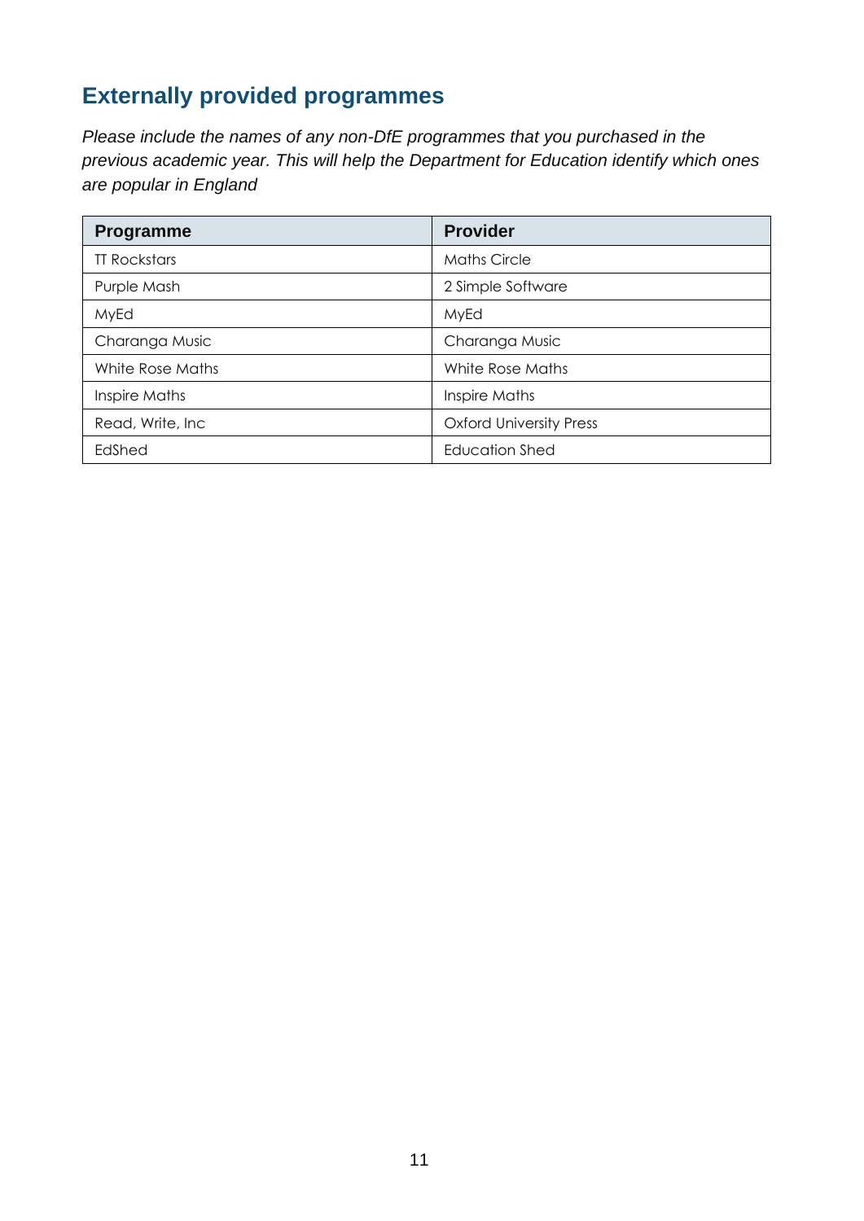## Externally provided programmes

*Please include the names of any non-DfE programmes that you purchased in the previous academic year. This will help the Department for Education identify which ones are popular in England*

| Programme | Provider |
| --- | --- |
| TT Rockstars | Maths Circle |
| Purple Mash | 2 Simple Software |
| MyEd | MyEd |
| Charanga Music | Charanga Music |
| White Rose Maths | White Rose Maths |
| Inspire Maths | Inspire Maths |
| Read, Write, Inc | Oxford University Press |
| EdShed | Education Shed |